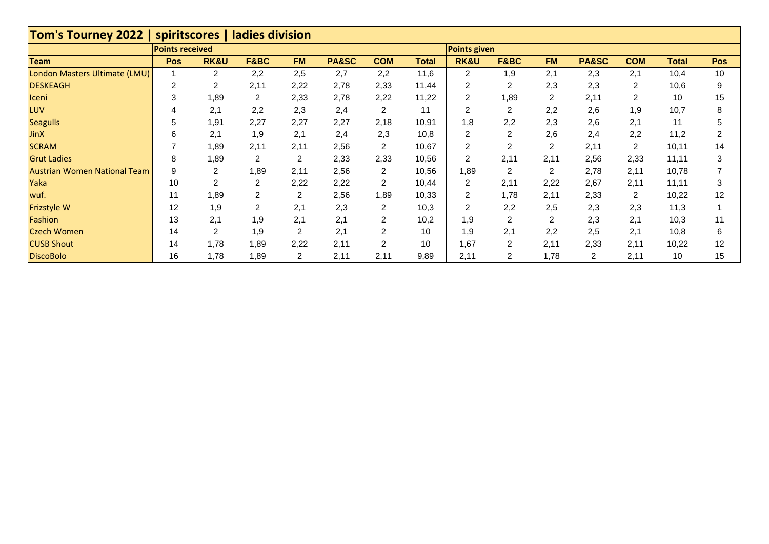# Tom's Tourney 2022 | spiritscores | ladies division

| | Points received | | | | | | | Points given | | | | | | |
|---|---|---|---|---|---|---|---|---|---|---|---|---|---|---|
| **Team** | **Pos** | **RK&U** | **F&BC** | **FM** | **PA&SC** | **COM** | **Total** | **RK&U** | **F&BC** | **FM** | **PA&SC** | **COM** | **Total** | **Pos** |
| London Masters Ultimate (LMU) | 1 | 2 | 2,2 | 2,5 | 2,7 | 2,2 | 11,6 | 2 | 1,9 | 2,1 | 2,3 | 2,1 | 10,4 | 10 |
| DESKEAGH | 2 | 2 | 2,11 | 2,22 | 2,78 | 2,33 | 11,44 | 2 | 2 | 2,3 | 2,3 | 2 | 10,6 | 9 |
| Iceni | 3 | 1,89 | 2 | 2,33 | 2,78 | 2,22 | 11,22 | 2 | 1,89 | 2 | 2,11 | 2 | 10 | 15 |
| LUV | 4 | 2,1 | 2,2 | 2,3 | 2,4 | 2 | 11 | 2 | 2 | 2,2 | 2,6 | 1,9 | 10,7 | 8 |
| Seagulls | 5 | 1,91 | 2,27 | 2,27 | 2,27 | 2,18 | 10,91 | 1,8 | 2,2 | 2,3 | 2,6 | 2,1 | 11 | 5 |
| JinX | 6 | 2,1 | 1,9 | 2,1 | 2,4 | 2,3 | 10,8 | 2 | 2 | 2,6 | 2,4 | 2,2 | 11,2 | 2 |
| SCRAM | 7 | 1,89 | 2,11 | 2,11 | 2,56 | 2 | 10,67 | 2 | 2 | 2 | 2,11 | 2 | 10,11 | 14 |
| Grut Ladies | 8 | 1,89 | 2 | 2 | 2,33 | 2,33 | 10,56 | 2 | 2,11 | 2,11 | 2,56 | 2,33 | 11,11 | 3 |
| Austrian Women National Team | 9 | 2 | 1,89 | 2,11 | 2,56 | 2 | 10,56 | 1,89 | 2 | 2 | 2,78 | 2,11 | 10,78 | 7 |
| Yaka | 10 | 2 | 2 | 2,22 | 2,22 | 2 | 10,44 | 2 | 2,11 | 2,22 | 2,67 | 2,11 | 11,11 | 3 |
| wuf. | 11 | 1,89 | 2 | 2 | 2,56 | 1,89 | 10,33 | 2 | 1,78 | 2,11 | 2,33 | 2 | 10,22 | 12 |
| Frizstyle W | 12 | 1,9 | 2 | 2,1 | 2,3 | 2 | 10,3 | 2 | 2,2 | 2,5 | 2,3 | 2,3 | 11,3 | 1 |
| Fashion | 13 | 2,1 | 1,9 | 2,1 | 2,1 | 2 | 10,2 | 1,9 | 2 | 2 | 2,3 | 2,1 | 10,3 | 11 |
| Czech Women | 14 | 2 | 1,9 | 2 | 2,1 | 2 | 10 | 1,9 | 2,1 | 2,2 | 2,5 | 2,1 | 10,8 | 6 |
| CUSB Shout | 14 | 1,78 | 1,89 | 2,22 | 2,11 | 2 | 10 | 1,67 | 2 | 2,11 | 2,33 | 2,11 | 10,22 | 12 |
| DiscoBolo | 16 | 1,78 | 1,89 | 2 | 2,11 | 2,11 | 9,89 | 2,11 | 2 | 1,78 | 2 | 2,11 | 10 | 15 |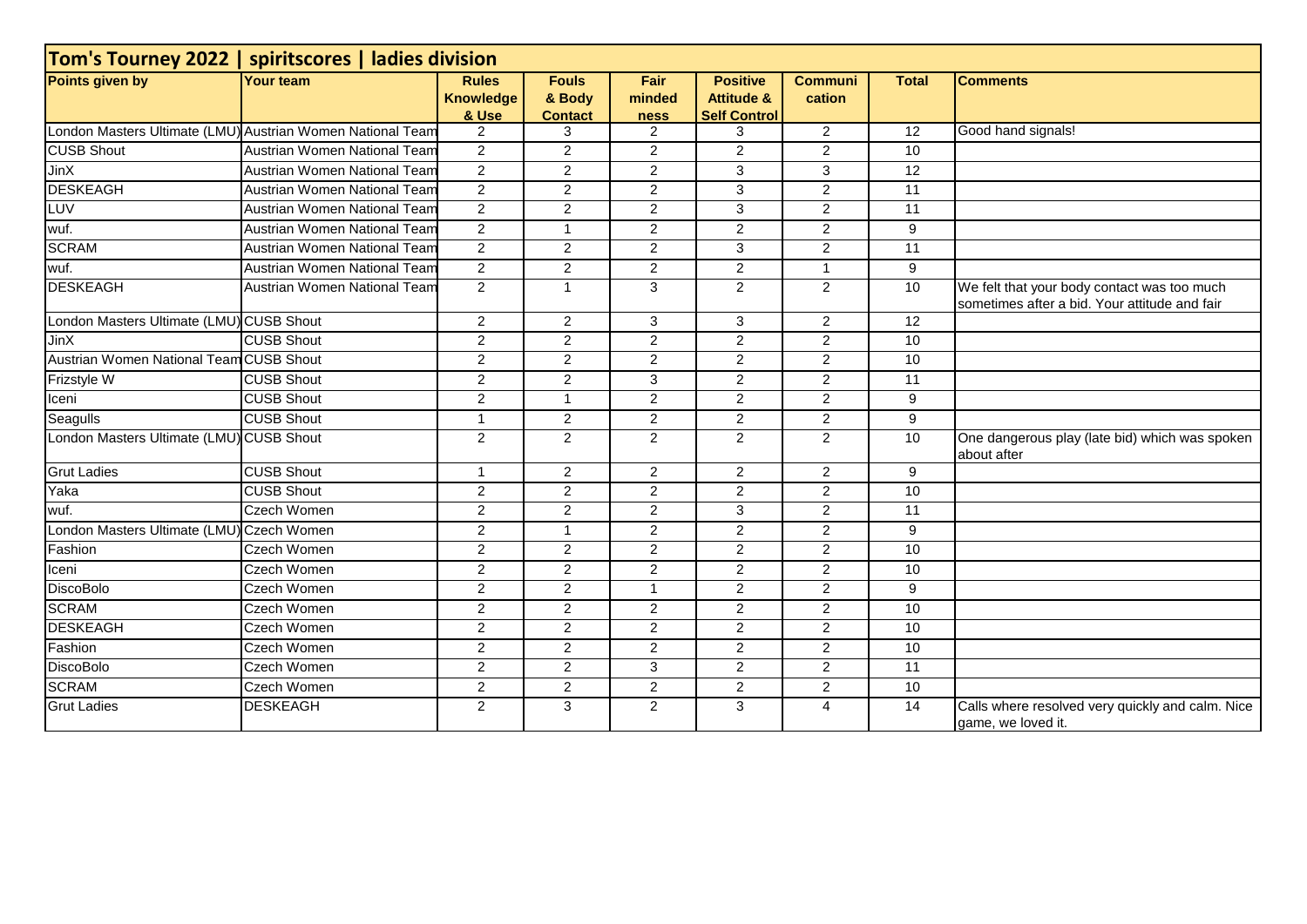## Tom's Tourney 2022 | spiritscores | ladies division

| Points given by | Your team | Rules Knowledge & Use | Fouls & Body Contact | Fair minded ness | Positive Attitude & Self Control | Communi cation | Total | Comments |
|---|---|---|---|---|---|---|---|---|
| London Masters Ultimate (LMU) | Austrian Women National Team | 2 | 3 | 2 | 3 | 2 | 12 | Good hand signals! |
| CUSB Shout | Austrian Women National Team | 2 | 2 | 2 | 2 | 2 | 10 | |
| JinX | Austrian Women National Team | 2 | 2 | 2 | 3 | 3 | 12 | |
| DESKEAGH | Austrian Women National Team | 2 | 2 | 2 | 3 | 2 | 11 | |
| LUV | Austrian Women National Team | 2 | 2 | 2 | 3 | 2 | 11 | |
| wuf. | Austrian Women National Team | 2 | 1 | 2 | 2 | 2 | 9 | |
| SCRAM | Austrian Women National Team | 2 | 2 | 2 | 3 | 2 | 11 | |
| wuf. | Austrian Women National Team | 2 | 2 | 2 | 2 | 1 | 9 | |
| DESKEAGH | Austrian Women National Team | 2 | 1 | 3 | 2 | 2 | 10 | We felt that your body contact was too much sometimes after a bid. Your attitude and fair |
| London Masters Ultimate (LMU) | CUSB Shout | 2 | 2 | 3 | 3 | 2 | 12 | |
| JinX | CUSB Shout | 2 | 2 | 2 | 2 | 2 | 10 | |
| Austrian Women National Team | CUSB Shout | 2 | 2 | 2 | 2 | 2 | 10 | |
| Frizstyle W | CUSB Shout | 2 | 2 | 3 | 2 | 2 | 11 | |
| Iceni | CUSB Shout | 2 | 1 | 2 | 2 | 2 | 9 | |
| Seagulls | CUSB Shout | 1 | 2 | 2 | 2 | 2 | 9 | |
| London Masters Ultimate (LMU) | CUSB Shout | 2 | 2 | 2 | 2 | 2 | 10 | One dangerous play (late bid) which was spoken about after |
| Grut Ladies | CUSB Shout | 1 | 2 | 2 | 2 | 2 | 9 | |
| Yaka | CUSB Shout | 2 | 2 | 2 | 2 | 2 | 10 | |
| wuf. | Czech Women | 2 | 2 | 2 | 3 | 2 | 11 | |
| London Masters Ultimate (LMU) | Czech Women | 2 | 1 | 2 | 2 | 2 | 9 | |
| Fashion | Czech Women | 2 | 2 | 2 | 2 | 2 | 10 | |
| Iceni | Czech Women | 2 | 2 | 2 | 2 | 2 | 10 | |
| DiscoBolo | Czech Women | 2 | 2 | 1 | 2 | 2 | 9 | |
| SCRAM | Czech Women | 2 | 2 | 2 | 2 | 2 | 10 | |
| DESKEAGH | Czech Women | 2 | 2 | 2 | 2 | 2 | 10 | |
| Fashion | Czech Women | 2 | 2 | 2 | 2 | 2 | 10 | |
| DiscoBolo | Czech Women | 2 | 2 | 3 | 2 | 2 | 11 | |
| SCRAM | Czech Women | 2 | 2 | 2 | 2 | 2 | 10 | |
| Grut Ladies | DESKEAGH | 2 | 3 | 2 | 3 | 4 | 14 | Calls where resolved very quickly and calm. Nice game, we loved it. |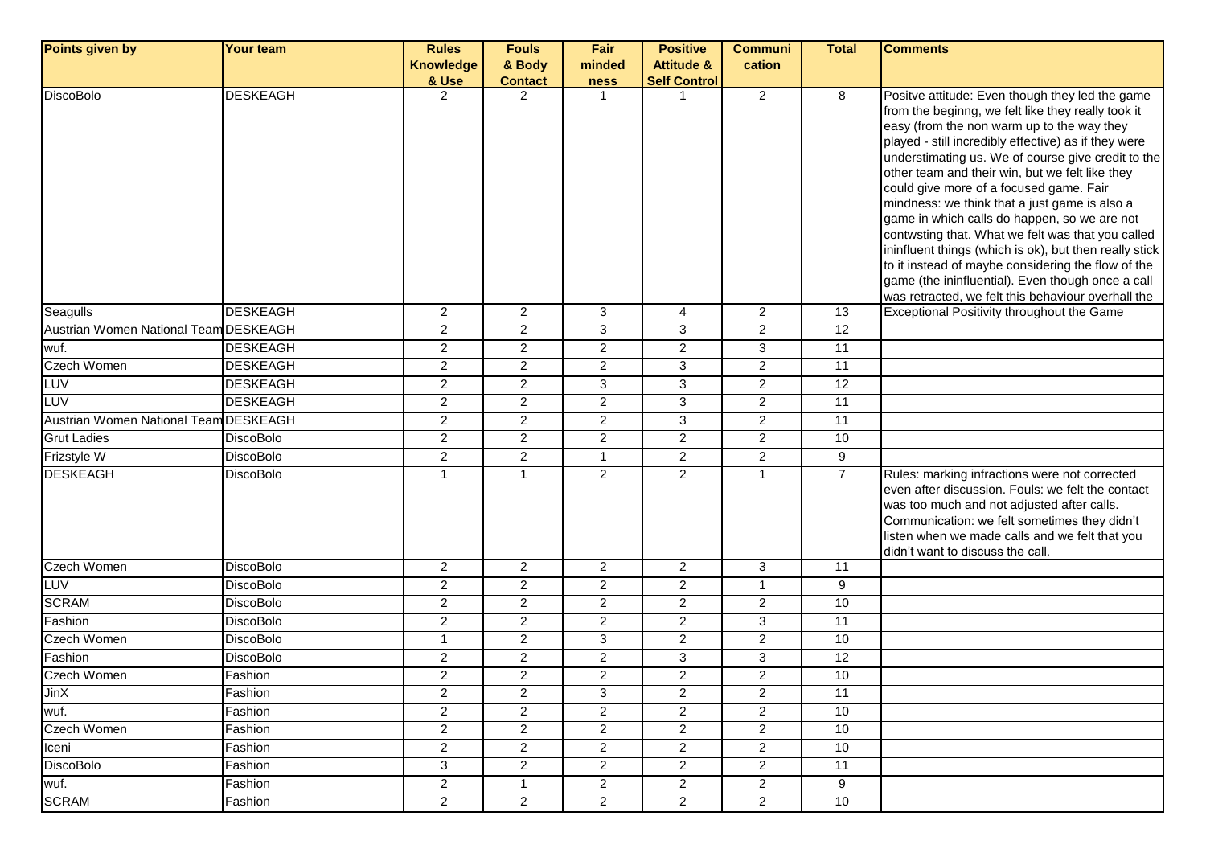| Points given by | Your team | Rules Knowledge & Use | Fouls & Body Contact | Fair minded ness | Positive Attitude & Self Control | Communi cation | Total | Comments |
|---|---|---|---|---|---|---|---|---|
| DiscoBolo | DESKEAGH | 2 | 2 | 1 | 1 | 2 | 8 | Positve attitude: Even though they led the game from the beginng, we felt like they really took it easy (from the non warm up to the way they played - still incredibly effective) as if they were understimating us. We of course give credit to the other team and their win, but we felt like they could give more of a focused game. Fair mindness: we think that a just game is also a game in which calls do happen, so we are not contwsting that. What we felt was that you called ininfluent things (which is ok), but then really stick to it instead of maybe considering the flow of the game (the ininfluential). Even though once a call was retracted, we felt this behaviour overhall the |
| Seagulls | DESKEAGH | 2 | 2 | 3 | 4 | 2 | 13 | Exceptional Positivity throughout the Game |
| Austrian Women National Team | DESKEAGH | 2 | 2 | 3 | 3 | 2 | 12 | |
| wuf. | DESKEAGH | 2 | 2 | 2 | 2 | 3 | 11 | |
| Czech Women | DESKEAGH | 2 | 2 | 2 | 3 | 2 | 11 | |
| LUV | DESKEAGH | 2 | 2 | 3 | 3 | 2 | 12 | |
| LUV | DESKEAGH | 2 | 2 | 2 | 3 | 2 | 11 | |
| Austrian Women National Team | DESKEAGH | 2 | 2 | 2 | 3 | 2 | 11 | |
| Grut Ladies | DiscoBolo | 2 | 2 | 2 | 2 | 2 | 10 | |
| Frizstyle W | DiscoBolo | 2 | 2 | 1 | 2 | 2 | 9 | |
| DESKEAGH | DiscoBolo | 1 | 1 | 2 | 2 | 1 | 7 | Rules: marking infractions were not corrected even after discussion. Fouls: we felt the contact was too much and not adjusted after calls. Communication: we felt sometimes they didn't listen when we made calls and we felt that you didn't want to discuss the call. |
| Czech Women | DiscoBolo | 2 | 2 | 2 | 2 | 3 | 11 | |
| LUV | DiscoBolo | 2 | 2 | 2 | 2 | 1 | 9 | |
| SCRAM | DiscoBolo | 2 | 2 | 2 | 2 | 2 | 10 | |
| Fashion | DiscoBolo | 2 | 2 | 2 | 2 | 3 | 11 | |
| Czech Women | DiscoBolo | 1 | 2 | 3 | 2 | 2 | 10 | |
| Fashion | DiscoBolo | 2 | 2 | 2 | 3 | 3 | 12 | |
| Czech Women | Fashion | 2 | 2 | 2 | 2 | 2 | 10 | |
| JinX | Fashion | 2 | 2 | 3 | 2 | 2 | 11 | |
| wuf. | Fashion | 2 | 2 | 2 | 2 | 2 | 10 | |
| Czech Women | Fashion | 2 | 2 | 2 | 2 | 2 | 10 | |
| Iceni | Fashion | 2 | 2 | 2 | 2 | 2 | 10 | |
| DiscoBolo | Fashion | 3 | 2 | 2 | 2 | 2 | 11 | |
| wuf. | Fashion | 2 | 1 | 2 | 2 | 2 | 9 | |
| SCRAM | Fashion | 2 | 2 | 2 | 2 | 2 | 10 | |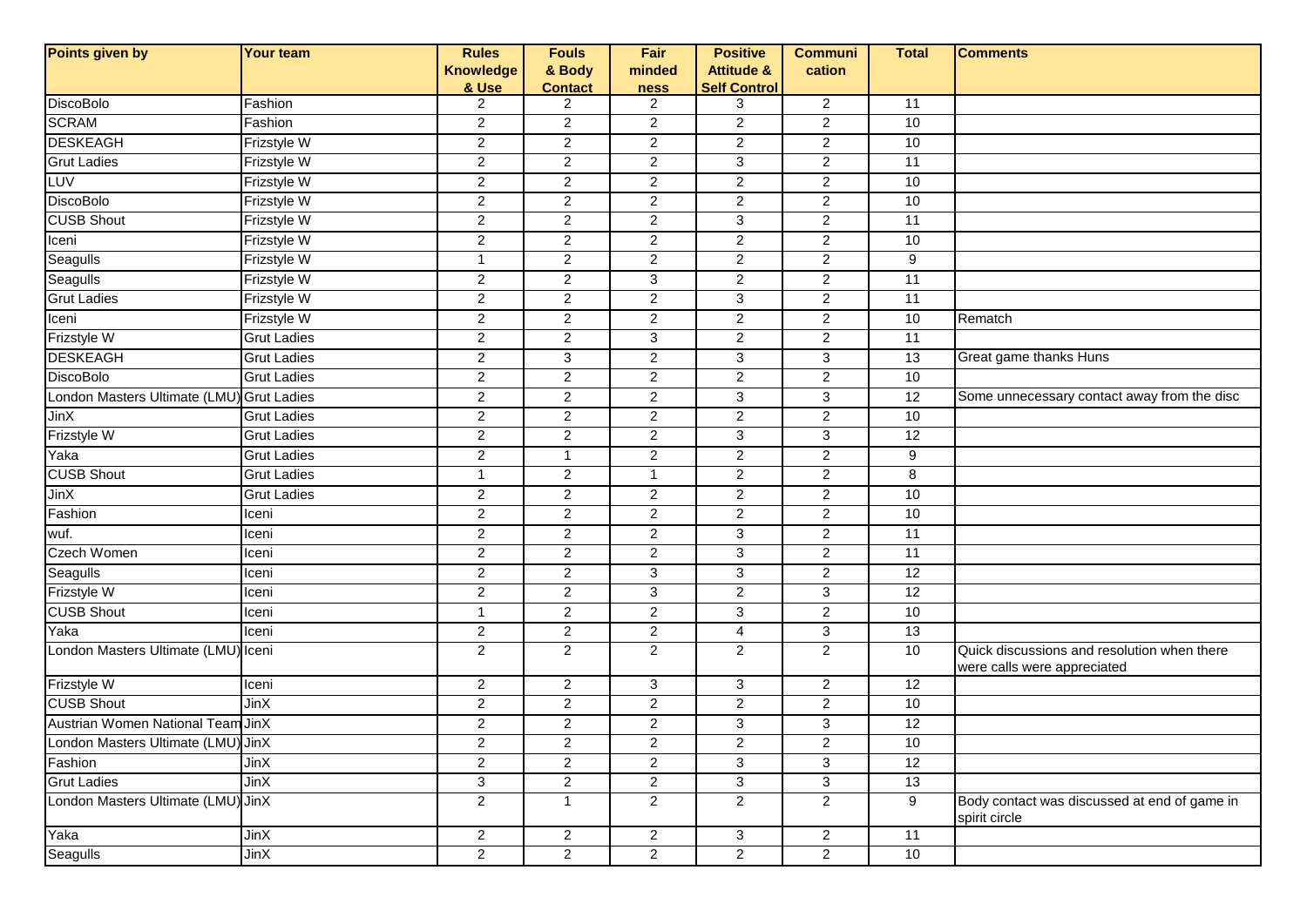| Points given by | Your team | Rules Knowledge & Use | Fouls & Body Contact | Fair minded ness | Positive Attitude & Self Control | Communi cation | Total | Comments |
|---|---|---|---|---|---|---|---|---|
| DiscoBolo | Fashion | 2 | 2 | 2 | 3 | 2 | 11 | |
| SCRAM | Fashion | 2 | 2 | 2 | 2 | 2 | 10 | |
| DESKEAGH | Frizstyle W | 2 | 2 | 2 | 2 | 2 | 10 | |
| Grut Ladies | Frizstyle W | 2 | 2 | 2 | 3 | 2 | 11 | |
| LUV | Frizstyle W | 2 | 2 | 2 | 2 | 2 | 10 | |
| DiscoBolo | Frizstyle W | 2 | 2 | 2 | 2 | 2 | 10 | |
| CUSB Shout | Frizstyle W | 2 | 2 | 2 | 3 | 2 | 11 | |
| Iceni | Frizstyle W | 2 | 2 | 2 | 2 | 2 | 10 | |
| Seagulls | Frizstyle W | 1 | 2 | 2 | 2 | 2 | 9 | |
| Seagulls | Frizstyle W | 2 | 2 | 3 | 2 | 2 | 11 | |
| Grut Ladies | Frizstyle W | 2 | 2 | 2 | 3 | 2 | 11 | |
| Iceni | Frizstyle W | 2 | 2 | 2 | 2 | 2 | 10 | Rematch |
| Frizstyle W | Grut Ladies | 2 | 2 | 3 | 2 | 2 | 11 | |
| DESKEAGH | Grut Ladies | 2 | 3 | 2 | 3 | 3 | 13 | Great game thanks Huns |
| DiscoBolo | Grut Ladies | 2 | 2 | 2 | 2 | 2 | 10 | |
| London Masters Ultimate (LMU) | Grut Ladies | 2 | 2 | 2 | 3 | 3 | 12 | Some unnecessary contact away from the disc |
| JinX | Grut Ladies | 2 | 2 | 2 | 2 | 2 | 10 | |
| Frizstyle W | Grut Ladies | 2 | 2 | 2 | 3 | 3 | 12 | |
| Yaka | Grut Ladies | 2 | 1 | 2 | 2 | 2 | 9 | |
| CUSB Shout | Grut Ladies | 1 | 2 | 1 | 2 | 2 | 8 | |
| JinX | Grut Ladies | 2 | 2 | 2 | 2 | 2 | 10 | |
| Fashion | Iceni | 2 | 2 | 2 | 2 | 2 | 10 | |
| wuf. | Iceni | 2 | 2 | 2 | 3 | 2 | 11 | |
| Czech Women | Iceni | 2 | 2 | 2 | 3 | 2 | 11 | |
| Seagulls | Iceni | 2 | 2 | 3 | 3 | 2 | 12 | |
| Frizstyle W | Iceni | 2 | 2 | 3 | 2 | 3 | 12 | |
| CUSB Shout | Iceni | 1 | 2 | 2 | 3 | 2 | 10 | |
| Yaka | Iceni | 2 | 2 | 2 | 4 | 3 | 13 | |
| London Masters Ultimate (LMU) | Iceni | 2 | 2 | 2 | 2 | 2 | 10 | Quick discussions and resolution when there were calls were appreciated |
| Frizstyle W | Iceni | 2 | 2 | 3 | 3 | 2 | 12 | |
| CUSB Shout | JinX | 2 | 2 | 2 | 2 | 2 | 10 | |
| Austrian Women National Team | JinX | 2 | 2 | 2 | 3 | 3 | 12 | |
| London Masters Ultimate (LMU) | JinX | 2 | 2 | 2 | 2 | 2 | 10 | |
| Fashion | JinX | 2 | 2 | 2 | 3 | 3 | 12 | |
| Grut Ladies | JinX | 3 | 2 | 2 | 3 | 3 | 13 | |
| London Masters Ultimate (LMU) | JinX | 2 | 1 | 2 | 2 | 2 | 9 | Body contact was discussed at end of game in spirit circle |
| Yaka | JinX | 2 | 2 | 2 | 3 | 2 | 11 | |
| Seagulls | JinX | 2 | 2 | 2 | 2 | 2 | 10 | |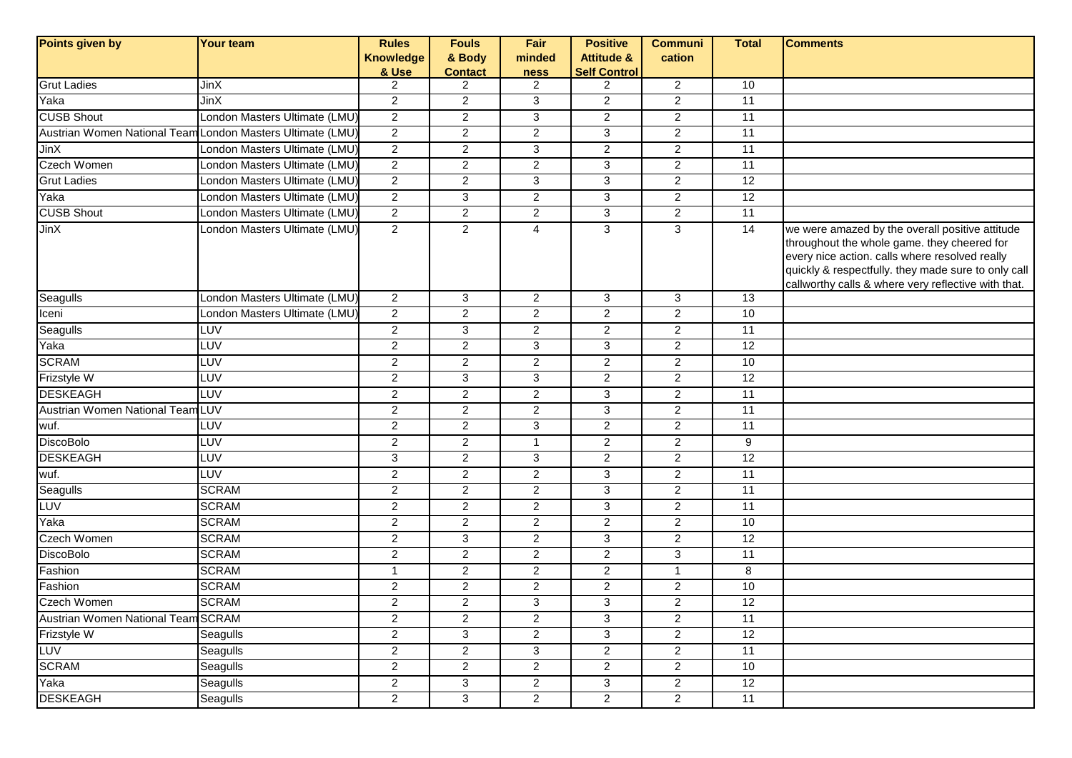| Points given by | Your team | Rules Knowledge & Use | Fouls & Body Contact | Fair mindedness | Positive Attitude & Self Control | Communication | Total | Comments |
|---|---|---|---|---|---|---|---|---|
| Grut Ladies | JinX | 2 | 2 | 2 | 2 | 2 | 10 | |
| Yaka | JinX | 2 | 2 | 3 | 2 | 2 | 11 | |
| CUSB Shout | London Masters Ultimate (LMU) | 2 | 2 | 3 | 2 | 2 | 11 | |
| Austrian Women National Team | London Masters Ultimate (LMU) | 2 | 2 | 2 | 3 | 2 | 11 | |
| JinX | London Masters Ultimate (LMU) | 2 | 2 | 3 | 2 | 2 | 11 | |
| Czech Women | London Masters Ultimate (LMU) | 2 | 2 | 2 | 3 | 2 | 11 | |
| Grut Ladies | London Masters Ultimate (LMU) | 2 | 2 | 3 | 3 | 2 | 12 | |
| Yaka | London Masters Ultimate (LMU) | 2 | 3 | 2 | 3 | 2 | 12 | |
| CUSB Shout | London Masters Ultimate (LMU) | 2 | 2 | 2 | 3 | 2 | 11 | |
| JinX | London Masters Ultimate (LMU) | 2 | 2 | 4 | 3 | 3 | 14 | we were amazed by the overall positive attitude throughout the whole game. they cheered for every nice action. calls where resolved really quickly & respectfully. they made sure to only call callworthy calls & where very reflective with that. |
| Seagulls | London Masters Ultimate (LMU) | 2 | 3 | 2 | 3 | 3 | 13 | |
| Iceni | London Masters Ultimate (LMU) | 2 | 2 | 2 | 2 | 2 | 10 | |
| Seagulls | LUV | 2 | 3 | 2 | 2 | 2 | 11 | |
| Yaka | LUV | 2 | 2 | 3 | 3 | 2 | 12 | |
| SCRAM | LUV | 2 | 2 | 2 | 2 | 2 | 10 | |
| Frizstyle W | LUV | 2 | 3 | 3 | 2 | 2 | 12 | |
| DESKEAGH | LUV | 2 | 2 | 2 | 3 | 2 | 11 | |
| Austrian Women National Team | LUV | 2 | 2 | 2 | 3 | 2 | 11 | |
| wuf. | LUV | 2 | 2 | 3 | 2 | 2 | 11 | |
| DiscoBolo | LUV | 2 | 2 | 1 | 2 | 2 | 9 | |
| DESKEAGH | LUV | 3 | 2 | 3 | 2 | 2 | 12 | |
| wuf. | LUV | 2 | 2 | 2 | 3 | 2 | 11 | |
| Seagulls | SCRAM | 2 | 2 | 2 | 3 | 2 | 11 | |
| LUV | SCRAM | 2 | 2 | 2 | 3 | 2 | 11 | |
| Yaka | SCRAM | 2 | 2 | 2 | 2 | 2 | 10 | |
| Czech Women | SCRAM | 2 | 3 | 2 | 3 | 2 | 12 | |
| DiscoBolo | SCRAM | 2 | 2 | 2 | 2 | 3 | 11 | |
| Fashion | SCRAM | 1 | 2 | 2 | 2 | 1 | 8 | |
| Fashion | SCRAM | 2 | 2 | 2 | 2 | 2 | 10 | |
| Czech Women | SCRAM | 2 | 2 | 3 | 3 | 2 | 12 | |
| Austrian Women National Team | SCRAM | 2 | 2 | 2 | 3 | 2 | 11 | |
| Frizstyle W | Seagulls | 2 | 3 | 2 | 3 | 2 | 12 | |
| LUV | Seagulls | 2 | 2 | 3 | 2 | 2 | 11 | |
| SCRAM | Seagulls | 2 | 2 | 2 | 2 | 2 | 10 | |
| Yaka | Seagulls | 2 | 3 | 2 | 3 | 2 | 12 | |
| DESKEAGH | Seagulls | 2 | 3 | 2 | 2 | 2 | 11 | |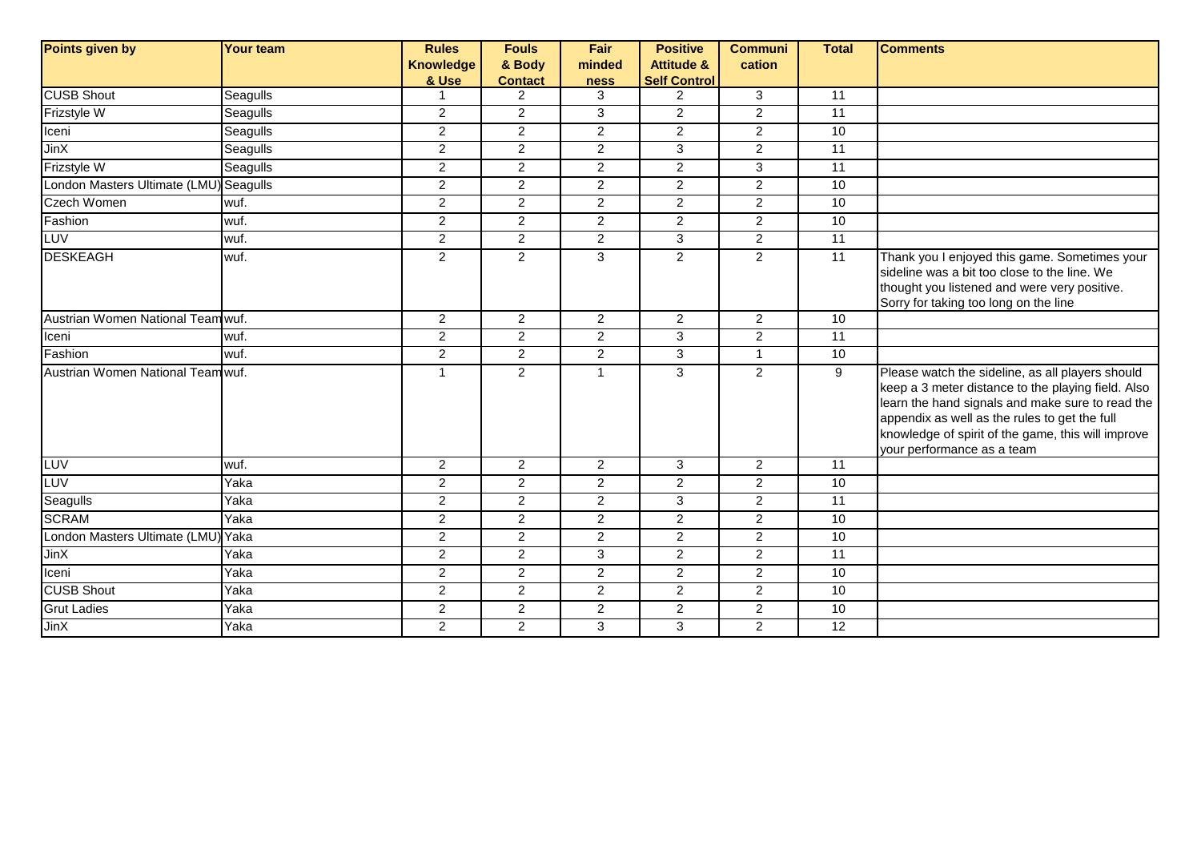| Points given by | Your team | Rules Knowledge & Use | Fouls & Body Contact | Fair minded ness | Positive Attitude & Self Control | Communi cation | Total | Comments |
|---|---|---|---|---|---|---|---|---|
| CUSB Shout | Seagulls | 1 | 2 | 3 | 2 | 3 | 11 | |
| Frizstyle W | Seagulls | 2 | 2 | 3 | 2 | 2 | 11 | |
| Iceni | Seagulls | 2 | 2 | 2 | 2 | 2 | 10 | |
| JinX | Seagulls | 2 | 2 | 2 | 3 | 2 | 11 | |
| Frizstyle W | Seagulls | 2 | 2 | 2 | 2 | 3 | 11 | |
| London Masters Ultimate (LMU) | Seagulls | 2 | 2 | 2 | 2 | 2 | 10 | |
| Czech Women | wuf. | 2 | 2 | 2 | 2 | 2 | 10 | |
| Fashion | wuf. | 2 | 2 | 2 | 2 | 2 | 10 | |
| LUV | wuf. | 2 | 2 | 2 | 3 | 2 | 11 | |
| DESKEAGH | wuf. | 2 | 2 | 3 | 2 | 2 | 11 | Thank you I enjoyed this game. Sometimes your sideline was a bit too close to the line. We thought you listened and were very positive. Sorry for taking too long on the line |
| Austrian Women National Team | wuf. | 2 | 2 | 2 | 2 | 2 | 10 | |
| Iceni | wuf. | 2 | 2 | 2 | 3 | 2 | 11 | |
| Fashion | wuf. | 2 | 2 | 2 | 3 | 1 | 10 | |
| Austrian Women National Team | wuf. | 1 | 2 | 1 | 3 | 2 | 9 | Please watch the sideline, as all players should keep a 3 meter distance to the playing field. Also learn the hand signals and make sure to read the appendix as well as the rules to get the full knowledge of spirit of the game, this will improve your performance as a team |
| LUV | wuf. | 2 | 2 | 2 | 3 | 2 | 11 | |
| LUV | Yaka | 2 | 2 | 2 | 2 | 2 | 10 | |
| Seagulls | Yaka | 2 | 2 | 2 | 3 | 2 | 11 | |
| SCRAM | Yaka | 2 | 2 | 2 | 2 | 2 | 10 | |
| London Masters Ultimate (LMU) | Yaka | 2 | 2 | 2 | 2 | 2 | 10 | |
| JinX | Yaka | 2 | 2 | 3 | 2 | 2 | 11 | |
| Iceni | Yaka | 2 | 2 | 2 | 2 | 2 | 10 | |
| CUSB Shout | Yaka | 2 | 2 | 2 | 2 | 2 | 10 | |
| Grut Ladies | Yaka | 2 | 2 | 2 | 2 | 2 | 10 | |
| JinX | Yaka | 2 | 2 | 3 | 3 | 2 | 12 | |